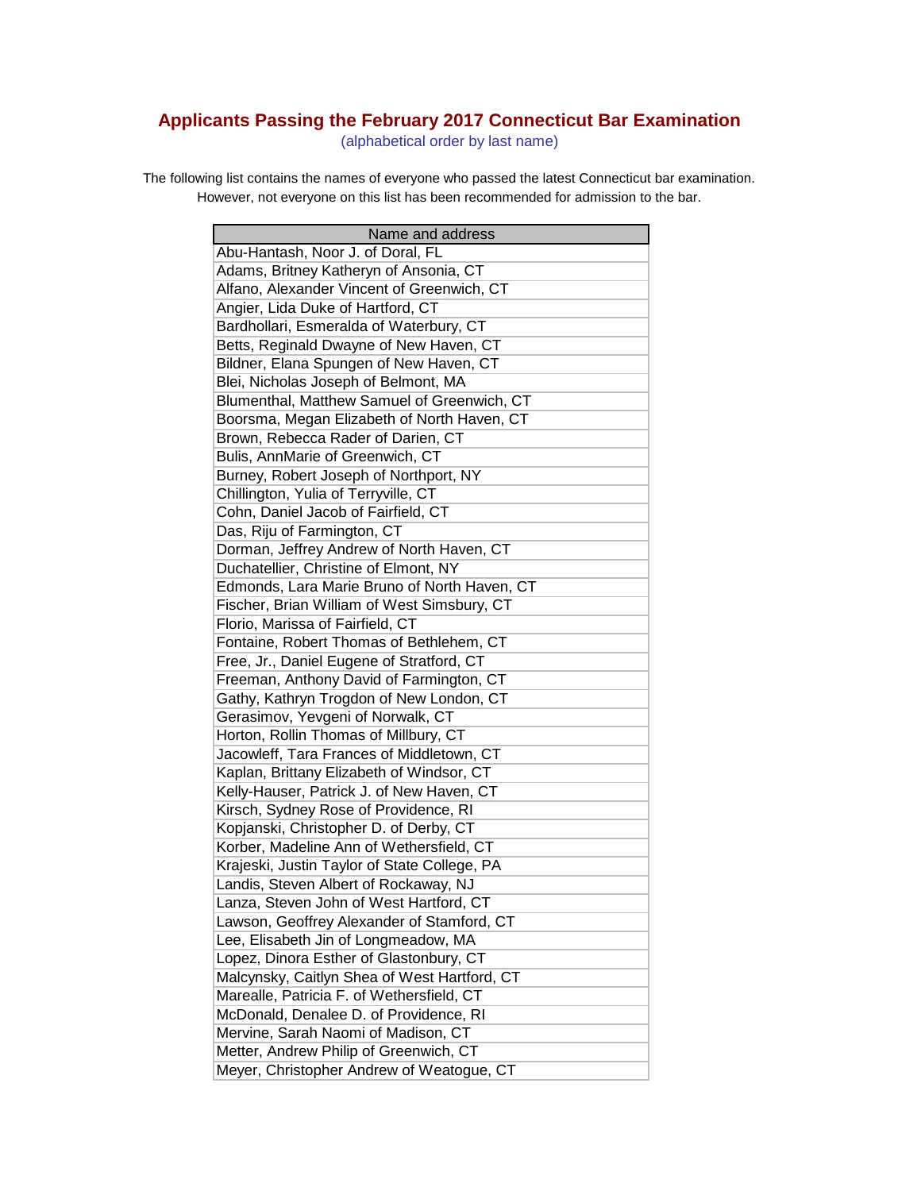# Applicants Passing the February 2017 Connecticut Bar Examination

(alphabetical order by last name)

The following list contains the names of everyone who passed the latest Connecticut bar examination. However, not everyone on this list has been recommended for admission to the bar.

| Name and address |
|---|
| Abu-Hantash, Noor J. of Doral, FL |
| Adams, Britney Katheryn of Ansonia, CT |
| Alfano, Alexander Vincent of Greenwich, CT |
| Angier, Lida Duke of Hartford, CT |
| Bardhollari, Esmeralda of Waterbury, CT |
| Betts, Reginald Dwayne of New Haven, CT |
| Bildner, Elana Spungen of New Haven, CT |
| Blei, Nicholas Joseph of Belmont, MA |
| Blumenthal, Matthew Samuel of Greenwich, CT |
| Boorsma, Megan Elizabeth of North Haven, CT |
| Brown, Rebecca Rader of Darien, CT |
| Bulis, AnnMarie of Greenwich, CT |
| Burney, Robert Joseph of Northport, NY |
| Chillington, Yulia of Terryville, CT |
| Cohn, Daniel Jacob of Fairfield, CT |
| Das, Riju of Farmington, CT |
| Dorman, Jeffrey Andrew of North Haven, CT |
| Duchatellier, Christine of Elmont, NY |
| Edmonds, Lara Marie Bruno of North Haven, CT |
| Fischer, Brian William of West Simsbury, CT |
| Florio, Marissa of Fairfield, CT |
| Fontaine, Robert Thomas of Bethlehem, CT |
| Free, Jr., Daniel Eugene of Stratford, CT |
| Freeman, Anthony David of Farmington, CT |
| Gathy, Kathryn Trogdon of New London, CT |
| Gerasimov, Yevgeni of Norwalk, CT |
| Horton, Rollin Thomas of Millbury, CT |
| Jacowleff, Tara Frances of Middletown, CT |
| Kaplan, Brittany Elizabeth of Windsor, CT |
| Kelly-Hauser, Patrick J. of New Haven, CT |
| Kirsch, Sydney Rose of Providence, RI |
| Kopjanski, Christopher D. of Derby, CT |
| Korber, Madeline Ann of Wethersfield, CT |
| Krajeski, Justin Taylor of State College, PA |
| Landis, Steven Albert of Rockaway, NJ |
| Lanza, Steven John of West Hartford, CT |
| Lawson, Geoffrey Alexander of Stamford, CT |
| Lee, Elisabeth Jin of Longmeadow, MA |
| Lopez, Dinora Esther of Glastonbury, CT |
| Malcynsky, Caitlyn Shea of West Hartford, CT |
| Marealle, Patricia F. of Wethersfield, CT |
| McDonald, Denalee D. of Providence, RI |
| Mervine, Sarah Naomi of Madison, CT |
| Metter, Andrew Philip of Greenwich, CT |
| Meyer, Christopher Andrew of Weatogue, CT |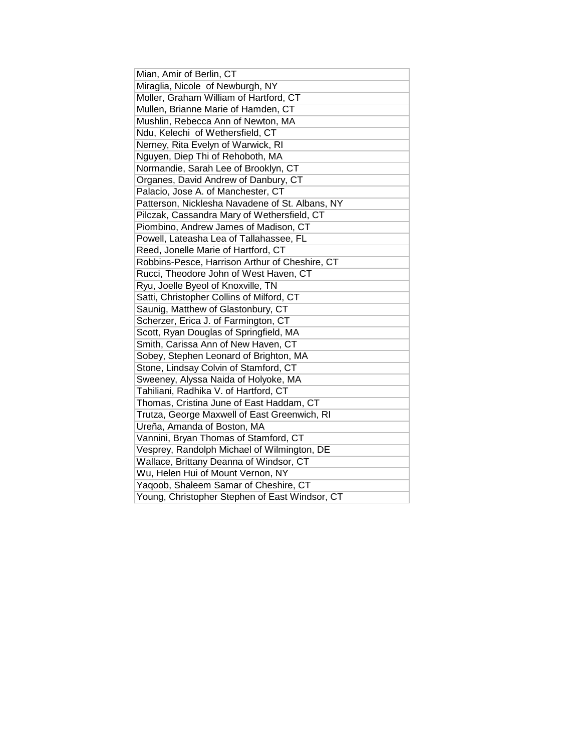| |
|---|
| Mian, Amir of Berlin, CT |
| Miraglia, Nicole of Newburgh, NY |
| Moller, Graham William of Hartford, CT |
| Mullen, Brianne Marie of Hamden, CT |
| Mushlin, Rebecca Ann of Newton, MA |
| Ndu, Kelechi of Wethersfield, CT |
| Nerney, Rita Evelyn of Warwick, RI |
| Nguyen, Diep Thi of Rehoboth, MA |
| Normandie, Sarah Lee of Brooklyn, CT |
| Organes, David Andrew of Danbury, CT |
| Palacio, Jose A. of Manchester, CT |
| Patterson, Nicklesha Navadene of St. Albans, NY |
| Pilczak, Cassandra Mary of Wethersfield, CT |
| Piombino, Andrew James of Madison, CT |
| Powell, Lateasha Lea of Tallahassee, FL |
| Reed, Jonelle Marie of Hartford, CT |
| Robbins-Pesce, Harrison Arthur of Cheshire, CT |
| Rucci, Theodore John of West Haven, CT |
| Ryu, Joelle Byeol of Knoxville, TN |
| Satti, Christopher Collins of Milford, CT |
| Saunig, Matthew of Glastonbury, CT |
| Scherzer, Erica J. of Farmington, CT |
| Scott, Ryan Douglas of Springfield, MA |
| Smith, Carissa Ann of New Haven, CT |
| Sobey, Stephen Leonard of Brighton, MA |
| Stone, Lindsay Colvin of Stamford, CT |
| Sweeney, Alyssa Naida of Holyoke, MA |
| Tahiliani, Radhika V. of Hartford, CT |
| Thomas, Cristina June of East Haddam, CT |
| Trutza, George Maxwell of East Greenwich, RI |
| Ureña, Amanda of Boston, MA |
| Vannini, Bryan Thomas of Stamford, CT |
| Vesprey, Randolph Michael of Wilmington, DE |
| Wallace, Brittany Deanna of Windsor, CT |
| Wu, Helen Hui of Mount Vernon, NY |
| Yaqoob, Shaleem Samar of Cheshire, CT |
| Young, Christopher Stephen of East Windsor, CT |